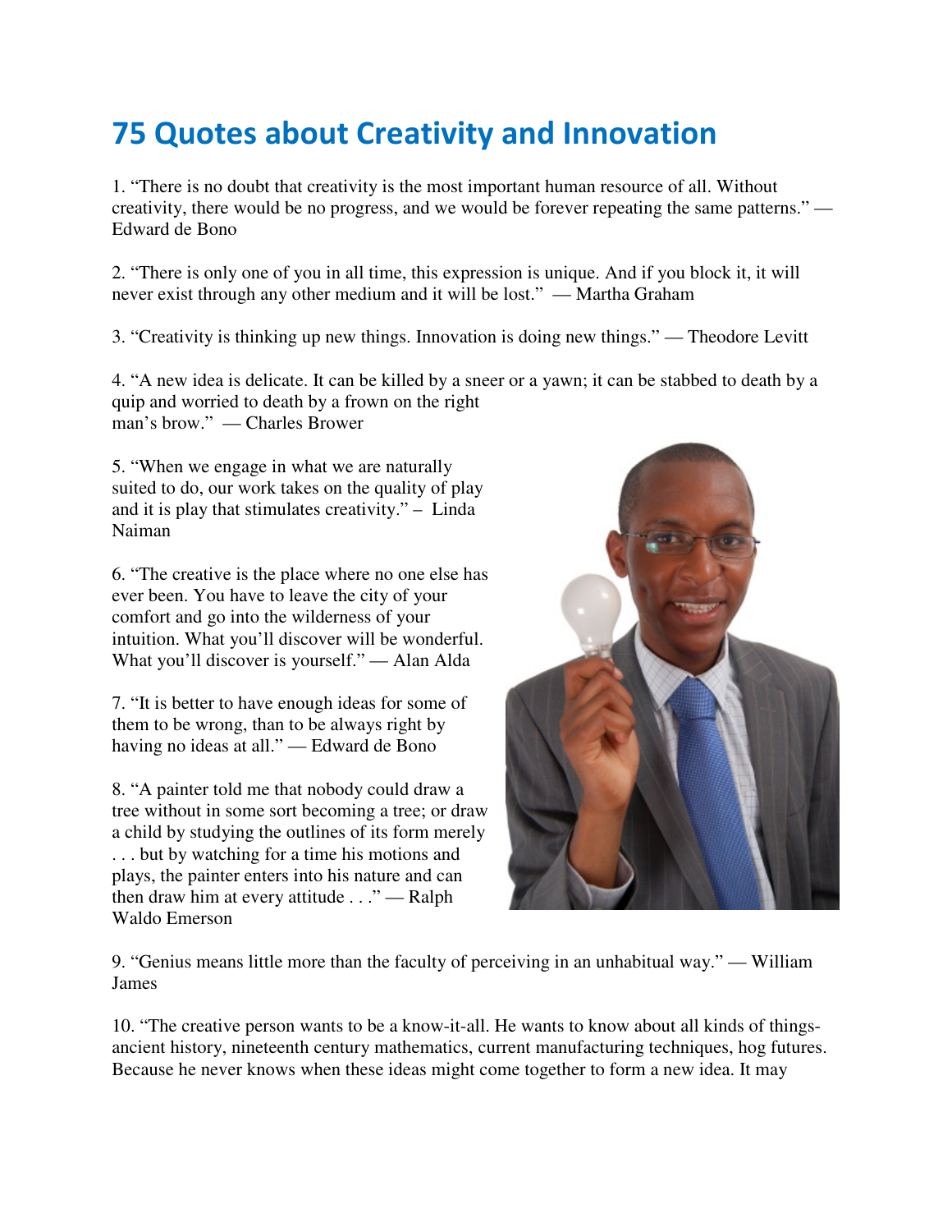# 75 Quotes about Creativity and Innovation

1. “There is no doubt that creativity is the most important human resource of all. Without creativity, there would be no progress, and we would be forever repeating the same patterns.” — Edward de Bono

2. “There is only one of you in all time, this expression is unique. And if you block it, it will never exist through any other medium and it will be lost.” — Martha Graham

3. “Creativity is thinking up new things. Innovation is doing new things.” — Theodore Levitt

4. “A new idea is delicate. It can be killed by a sneer or a yawn; it can be stabbed to death by a quip and worried to death by a frown on the right man’s brow.” — Charles Brower

5. “When we engage in what we are naturally suited to do, our work takes on the quality of play and it is play that stimulates creativity.” – Linda Naiman

6. “The creative is the place where no one else has ever been. You have to leave the city of your comfort and go into the wilderness of your intuition. What you’ll discover will be wonderful. What you’ll discover is yourself.” — Alan Alda

7. “It is better to have enough ideas for some of them to be wrong, than to be always right by having no ideas at all.” — Edward de Bono

8. “A painter told me that nobody could draw a tree without in some sort becoming a tree; or draw a child by studying the outlines of its form merely . . . but by watching for a time his motions and plays, the painter enters into his nature and can then draw him at every attitude . . .” — Ralph Waldo Emerson

9. “Genius means little more than the faculty of perceiving in an unhabitual way.” — William James

10. “The creative person wants to be a know-it-all. He wants to know about all kinds of things- ancient history, nineteenth century mathematics, current manufacturing techniques, hog futures. Because he never knows when these ideas might come together to form a new idea. It may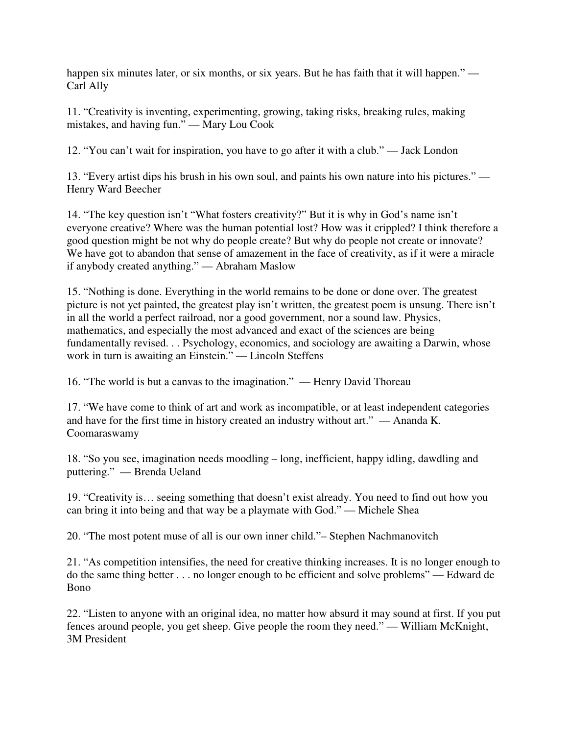happen six minutes later, or six months, or six years. But he has faith that it will happen." — Carl Ally

11. "Creativity is inventing, experimenting, growing, taking risks, breaking rules, making mistakes, and having fun." — Mary Lou Cook

12. "You can't wait for inspiration, you have to go after it with a club." — Jack London

13. "Every artist dips his brush in his own soul, and paints his own nature into his pictures." — Henry Ward Beecher

14. "The key question isn't "What fosters creativity?" But it is why in God's name isn't everyone creative? Where was the human potential lost? How was it crippled? I think therefore a good question might be not why do people create? But why do people not create or innovate? We have got to abandon that sense of amazement in the face of creativity, as if it were a miracle if anybody created anything." — Abraham Maslow

15. "Nothing is done. Everything in the world remains to be done or done over. The greatest picture is not yet painted, the greatest play isn't written, the greatest poem is unsung. There isn't in all the world a perfect railroad, nor a good government, nor a sound law. Physics, mathematics, and especially the most advanced and exact of the sciences are being fundamentally revised. . . Psychology, economics, and sociology are awaiting a Darwin, whose work in turn is awaiting an Einstein." — Lincoln Steffens

16. "The world is but a canvas to the imagination." — Henry David Thoreau

17. "We have come to think of art and work as incompatible, or at least independent categories and have for the first time in history created an industry without art." — Ananda K. Coomaraswamy

18. "So you see, imagination needs moodling – long, inefficient, happy idling, dawdling and puttering." — Brenda Ueland

19. "Creativity is… seeing something that doesn't exist already. You need to find out how you can bring it into being and that way be a playmate with God." — Michele Shea

20. "The most potent muse of all is our own inner child."– Stephen Nachmanovitch

21. "As competition intensifies, the need for creative thinking increases. It is no longer enough to do the same thing better . . . no longer enough to be efficient and solve problems" — Edward de Bono

22. "Listen to anyone with an original idea, no matter how absurd it may sound at first. If you put fences around people, you get sheep. Give people the room they need." — William McKnight, 3M President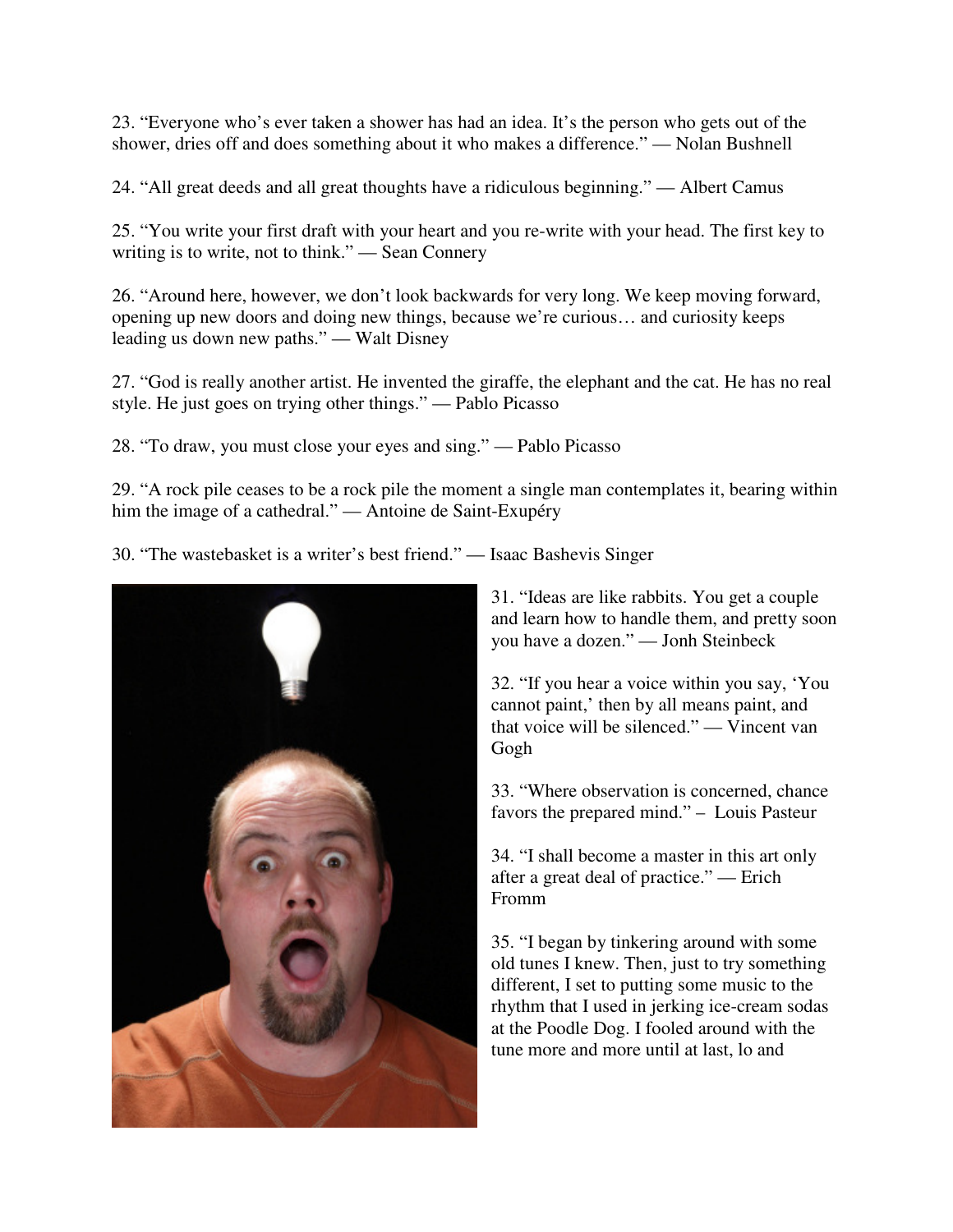23. “Everyone who’s ever taken a shower has had an idea. It’s the person who gets out of the shower, dries off and does something about it who makes a difference.” — Nolan Bushnell

24. “All great deeds and all great thoughts have a ridiculous beginning.” — Albert Camus

25. “You write your first draft with your heart and you re-write with your head. The first key to writing is to write, not to think.” — Sean Connery

26. “Around here, however, we don’t look backwards for very long. We keep moving forward, opening up new doors and doing new things, because we’re curious… and curiosity keeps leading us down new paths.” — Walt Disney

27. “God is really another artist. He invented the giraffe, the elephant and the cat. He has no real style. He just goes on trying other things.” — Pablo Picasso

28. “To draw, you must close your eyes and sing.” — Pablo Picasso

29. “A rock pile ceases to be a rock pile the moment a single man contemplates it, bearing within him the image of a cathedral.” — Antoine de Saint-Exupéry

30. “The wastebasket is a writer’s best friend.” — Isaac Bashevis Singer

31. “Ideas are like rabbits. You get a couple and learn how to handle them, and pretty soon you have a dozen.” — Jonh Steinbeck

32. “If you hear a voice within you say, ‘You cannot paint,’ then by all means paint, and that voice will be silenced.” — Vincent van Gogh

33. “Where observation is concerned, chance favors the prepared mind.” – Louis Pasteur

34. “I shall become a master in this art only after a great deal of practice.” — Erich Fromm

35. “I began by tinkering around with some old tunes I knew. Then, just to try something different, I set to putting some music to the rhythm that I used in jerking ice-cream sodas at the Poodle Dog. I fooled around with the tune more and more until at last, lo and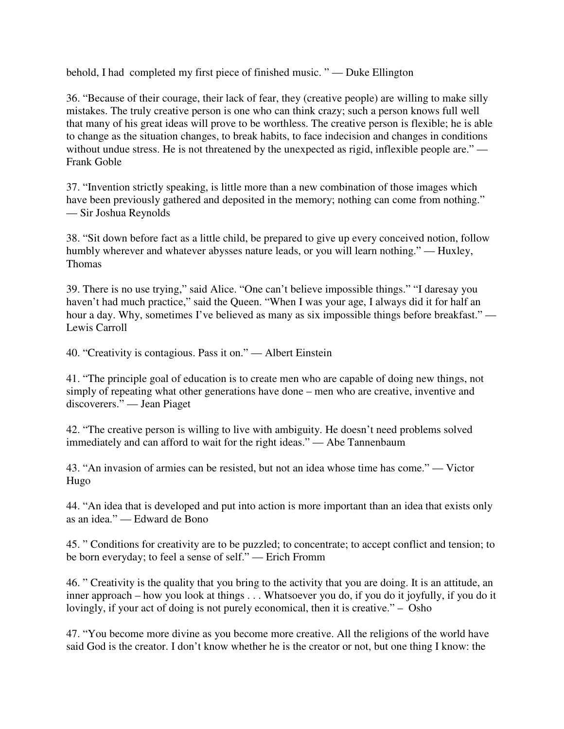behold, I had completed my first piece of finished music. " — Duke Ellington

36. "Because of their courage, their lack of fear, they (creative people) are willing to make silly mistakes. The truly creative person is one who can think crazy; such a person knows full well that many of his great ideas will prove to be worthless. The creative person is flexible; he is able to change as the situation changes, to break habits, to face indecision and changes in conditions without undue stress. He is not threatened by the unexpected as rigid, inflexible people are." — Frank Goble

37. "Invention strictly speaking, is little more than a new combination of those images which have been previously gathered and deposited in the memory; nothing can come from nothing." — Sir Joshua Reynolds

38. "Sit down before fact as a little child, be prepared to give up every conceived notion, follow humbly wherever and whatever abysses nature leads, or you will learn nothing." — Huxley, Thomas

39. There is no use trying," said Alice. "One can't believe impossible things." "I daresay you haven't had much practice," said the Queen. "When I was your age, I always did it for half an hour a day. Why, sometimes I've believed as many as six impossible things before breakfast." — Lewis Carroll

40. "Creativity is contagious. Pass it on." — Albert Einstein

41. "The principle goal of education is to create men who are capable of doing new things, not simply of repeating what other generations have done – men who are creative, inventive and discoverers." — Jean Piaget

42. "The creative person is willing to live with ambiguity. He doesn't need problems solved immediately and can afford to wait for the right ideas." — Abe Tannenbaum

43. "An invasion of armies can be resisted, but not an idea whose time has come." — Victor Hugo

44. "An idea that is developed and put into action is more important than an idea that exists only as an idea." — Edward de Bono

45. " Conditions for creativity are to be puzzled; to concentrate; to accept conflict and tension; to be born everyday; to feel a sense of self." — Erich Fromm

46. " Creativity is the quality that you bring to the activity that you are doing. It is an attitude, an inner approach – how you look at things . . . Whatsoever you do, if you do it joyfully, if you do it lovingly, if your act of doing is not purely economical, then it is creative." – Osho

47. "You become more divine as you become more creative. All the religions of the world have said God is the creator. I don't know whether he is the creator or not, but one thing I know: the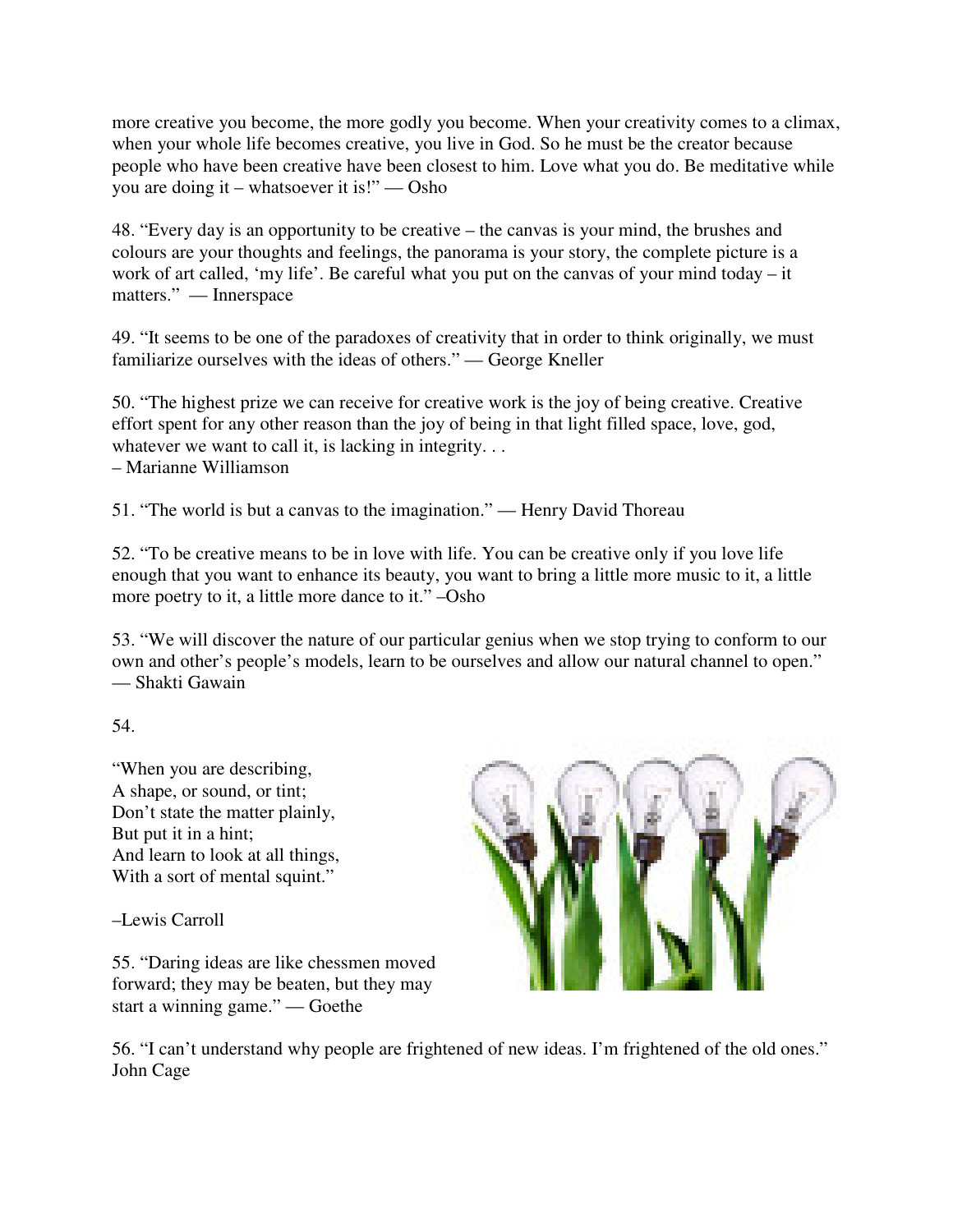more creative you become, the more godly you become. When your creativity comes to a climax, when your whole life becomes creative, you live in God. So he must be the creator because people who have been creative have been closest to him. Love what you do. Be meditative while you are doing it – whatsoever it is!" — Osho

48. "Every day is an opportunity to be creative – the canvas is your mind, the brushes and colours are your thoughts and feelings, the panorama is your story, the complete picture is a work of art called, 'my life'. Be careful what you put on the canvas of your mind today – it matters." — Innerspace

49. "It seems to be one of the paradoxes of creativity that in order to think originally, we must familiarize ourselves with the ideas of others." — George Kneller

50. "The highest prize we can receive for creative work is the joy of being creative. Creative effort spent for any other reason than the joy of being in that light filled space, love, god, whatever we want to call it, is lacking in integrity. . .
– Marianne Williamson

51. "The world is but a canvas to the imagination." — Henry David Thoreau

52. "To be creative means to be in love with life. You can be creative only if you love life enough that you want to enhance its beauty, you want to bring a little more music to it, a little more poetry to it, a little more dance to it." –Osho

53. "We will discover the nature of our particular genius when we stop trying to conform to our own and other's people's models, learn to be ourselves and allow our natural channel to open." — Shakti Gawain

54.

"When you are describing,
A shape, or sound, or tint;
Don't state the matter plainly,
But put it in a hint;
And learn to look at all things,
With a sort of mental squint."

–Lewis Carroll

55. "Daring ideas are like chessmen moved forward; they may be beaten, but they may start a winning game." — Goethe

56. "I can't understand why people are frightened of new ideas. I'm frightened of the old ones." John Cage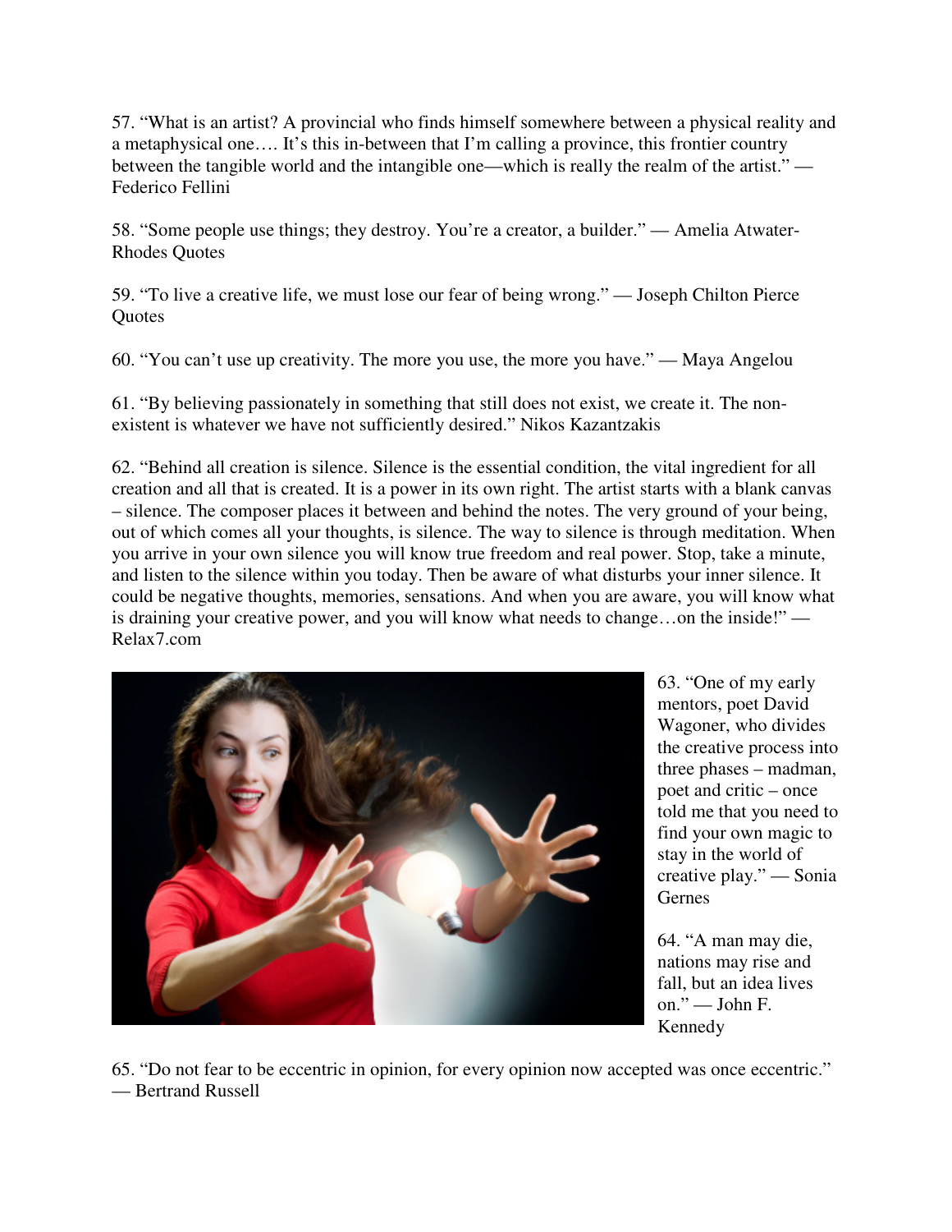57. “What is an artist? A provincial who finds himself somewhere between a physical reality and a metaphysical one…. It’s this in-between that I’m calling a province, this frontier country between the tangible world and the intangible one—which is really the realm of the artist.” — Federico Fellini

58. “Some people use things; they destroy. You’re a creator, a builder.” — Amelia Atwater-Rhodes Quotes

59. “To live a creative life, we must lose our fear of being wrong.” — Joseph Chilton Pierce Quotes

60. “You can’t use up creativity. The more you use, the more you have.” — Maya Angelou

61. “By believing passionately in something that still does not exist, we create it. The non-existent is whatever we have not sufficiently desired.” Nikos Kazantzakis

62. “Behind all creation is silence. Silence is the essential condition, the vital ingredient for all creation and all that is created. It is a power in its own right. The artist starts with a blank canvas – silence. The composer places it between and behind the notes. The very ground of your being, out of which comes all your thoughts, is silence. The way to silence is through meditation. When you arrive in your own silence you will know true freedom and real power. Stop, take a minute, and listen to the silence within you today. Then be aware of what disturbs your inner silence. It could be negative thoughts, memories, sensations. And when you are aware, you will know what is draining your creative power, and you will know what needs to change…on the inside!” — Relax7.com

63. “One of my early mentors, poet David Wagoner, who divides the creative process into three phases – madman, poet and critic – once told me that you need to find your own magic to stay in the world of creative play.” — Sonia Gernes

64. “A man may die, nations may rise and fall, but an idea lives on.” — John F. Kennedy

65. “Do not fear to be eccentric in opinion, for every opinion now accepted was once eccentric.” — Bertrand Russell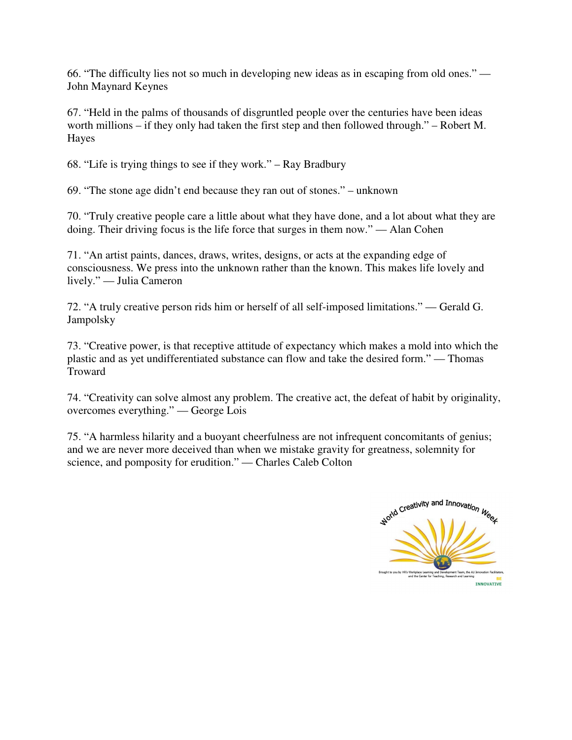66. “The difficulty lies not so much in developing new ideas as in escaping from old ones.” — John Maynard Keynes

67. “Held in the palms of thousands of disgruntled people over the centuries have been ideas worth millions – if they only had taken the first step and then followed through.” – Robert M. Hayes

68. “Life is trying things to see if they work.” – Ray Bradbury

69. “The stone age didn’t end because they ran out of stones.” – unknown

70. “Truly creative people care a little about what they have done, and a lot about what they are doing. Their driving focus is the life force that surges in them now.” — Alan Cohen

71. “An artist paints, dances, draws, writes, designs, or acts at the expanding edge of consciousness. We press into the unknown rather than the known. This makes life lovely and lively.” — Julia Cameron

72. “A truly creative person rids him or herself of all self-imposed limitations.” — Gerald G. Jampolsky

73. “Creative power, is that receptive attitude of expectancy which makes a mold into which the plastic and as yet undifferentiated substance can flow and take the desired form.” — Thomas Troward

74. “Creativity can solve almost any problem. The creative act, the defeat of habit by originality, overcomes everything.” — George Lois

75. “A harmless hilarity and a buoyant cheerfulness are not infrequent concomitants of genius; and we are never more deceived than when we mistake gravity for greatness, solemnity for science, and pomposity for erudition.” — Charles Caleb Colton